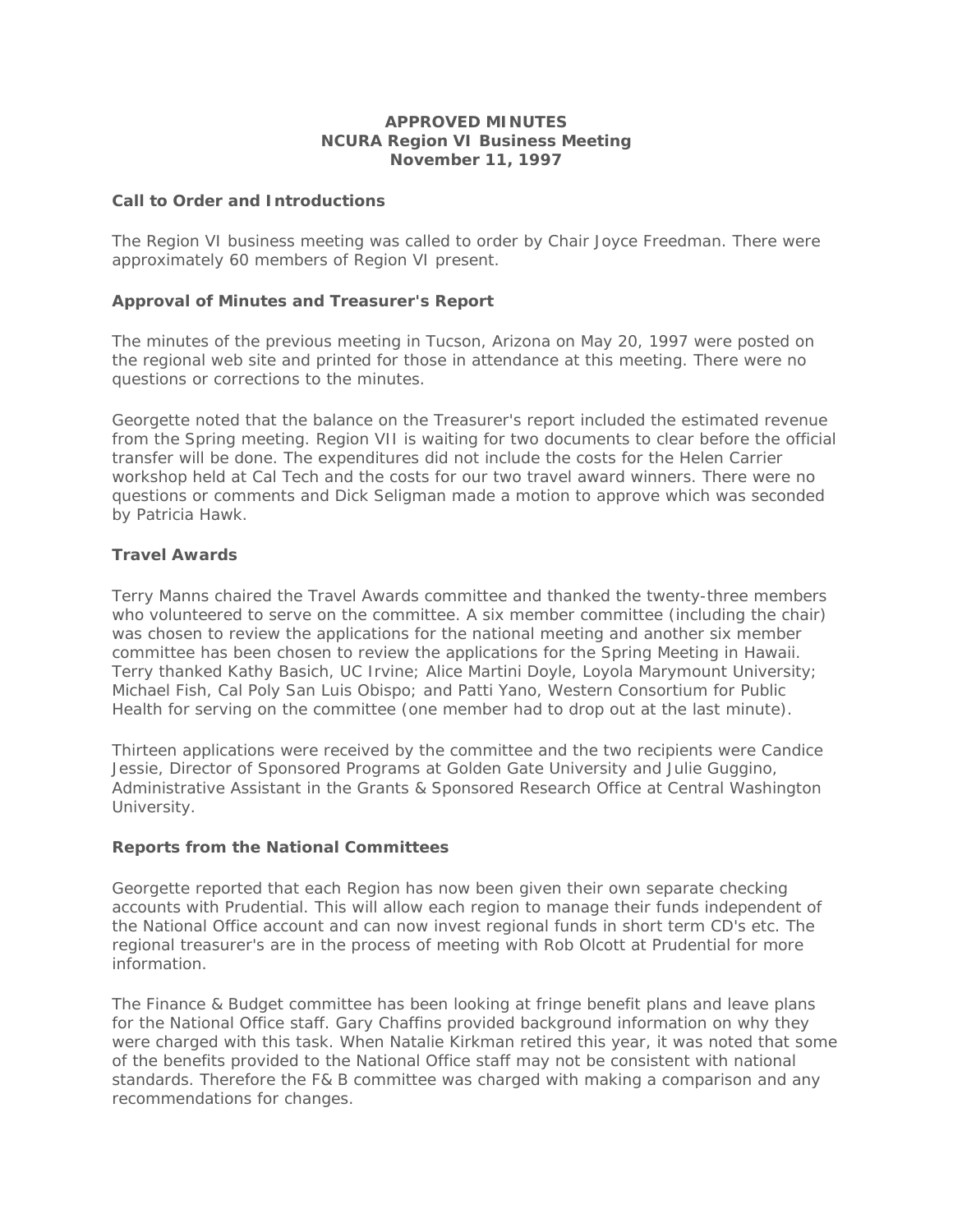**APPROVED MINUTES**
**NCURA Region VI Business Meeting**
**November 11, 1997**

**Call to Order and Introductions**

The Region VI business meeting was called to order by Chair Joyce Freedman. There were approximately 60 members of Region VI present.

**Approval of Minutes and Treasurer's Report**

The minutes of the previous meeting in Tucson, Arizona on May 20, 1997 were posted on the regional web site and printed for those in attendance at this meeting. There were no questions or corrections to the minutes.

Georgette noted that the balance on the Treasurer's report included the estimated revenue from the Spring meeting. Region VII is waiting for two documents to clear before the official transfer will be done. The expenditures did not include the costs for the Helen Carrier workshop held at Cal Tech and the costs for our two travel award winners. There were no questions or comments and Dick Seligman made a motion to approve which was seconded by Patricia Hawk.

**Travel Awards**

Terry Manns chaired the Travel Awards committee and thanked the twenty-three members who volunteered to serve on the committee. A six member committee (including the chair) was chosen to review the applications for the national meeting and another six member committee has been chosen to review the applications for the Spring Meeting in Hawaii. Terry thanked Kathy Basich, UC Irvine; Alice Martini Doyle, Loyola Marymount University; Michael Fish, Cal Poly San Luis Obispo; and Patti Yano, Western Consortium for Public Health for serving on the committee (one member had to drop out at the last minute).

Thirteen applications were received by the committee and the two recipients were Candice Jessie, Director of Sponsored Programs at Golden Gate University and Julie Guggino, Administrative Assistant in the Grants & Sponsored Research Office at Central Washington University.

**Reports from the National Committees**

Georgette reported that each Region has now been given their own separate checking accounts with Prudential. This will allow each region to manage their funds independent of the National Office account and can now invest regional funds in short term CD's etc. The regional treasurer's are in the process of meeting with Rob Olcott at Prudential for more information.

The Finance & Budget committee has been looking at fringe benefit plans and leave plans for the National Office staff. Gary Chaffins provided background information on why they were charged with this task. When Natalie Kirkman retired this year, it was noted that some of the benefits provided to the National Office staff may not be consistent with national standards. Therefore the F& B committee was charged with making a comparison and any recommendations for changes.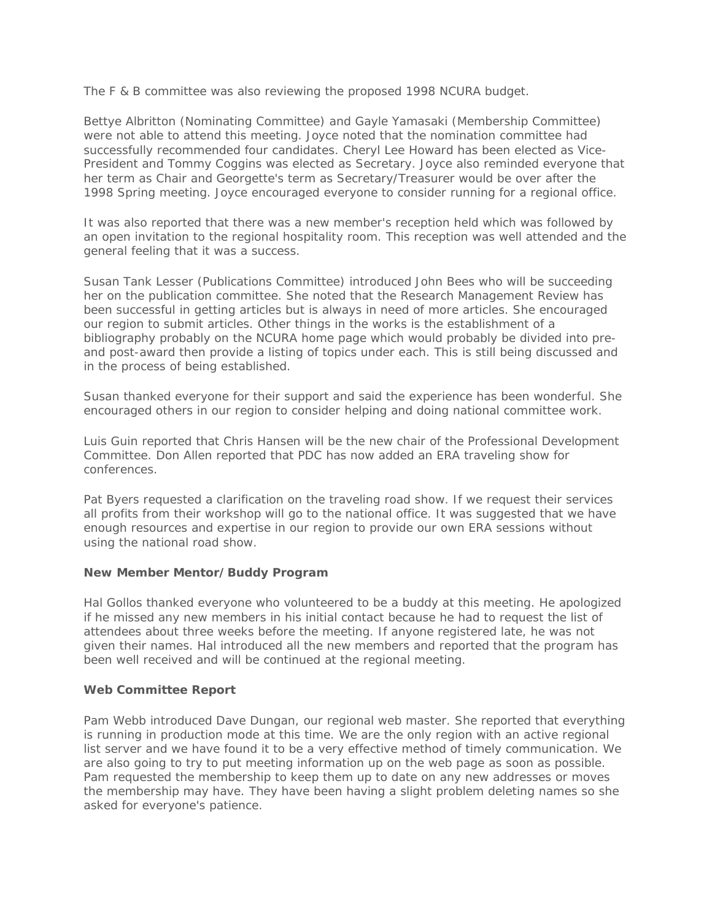The F & B committee was also reviewing the proposed 1998 NCURA budget.

Bettye Albritton (Nominating Committee) and Gayle Yamasaki (Membership Committee) were not able to attend this meeting. Joyce noted that the nomination committee had successfully recommended four candidates. Cheryl Lee Howard has been elected as Vice-President and Tommy Coggins was elected as Secretary. Joyce also reminded everyone that her term as Chair and Georgette's term as Secretary/Treasurer would be over after the 1998 Spring meeting. Joyce encouraged everyone to consider running for a regional office.

It was also reported that there was a new member's reception held which was followed by an open invitation to the regional hospitality room. This reception was well attended and the general feeling that it was a success.

Susan Tank Lesser (Publications Committee) introduced John Bees who will be succeeding her on the publication committee. She noted that the Research Management Review has been successful in getting articles but is always in need of more articles. She encouraged our region to submit articles. Other things in the works is the establishment of a bibliography probably on the NCURA home page which would probably be divided into pre- and post-award then provide a listing of topics under each. This is still being discussed and in the process of being established.

Susan thanked everyone for their support and said the experience has been wonderful. She encouraged others in our region to consider helping and doing national committee work.

Luis Guin reported that Chris Hansen will be the new chair of the Professional Development Committee. Don Allen reported that PDC has now added an ERA traveling show for conferences.

Pat Byers requested a clarification on the traveling road show. If we request their services all profits from their workshop will go to the national office. It was suggested that we have enough resources and expertise in our region to provide our own ERA sessions without using the national road show.

**New Member Mentor/Buddy Program**

Hal Gollos thanked everyone who volunteered to be a buddy at this meeting. He apologized if he missed any new members in his initial contact because he had to request the list of attendees about three weeks before the meeting. If anyone registered late, he was not given their names. Hal introduced all the new members and reported that the program has been well received and will be continued at the regional meeting.

**Web Committee Report**

Pam Webb introduced Dave Dungan, our regional web master. She reported that everything is running in production mode at this time. We are the only region with an active regional list server and we have found it to be a very effective method of timely communication. We are also going to try to put meeting information up on the web page as soon as possible. Pam requested the membership to keep them up to date on any new addresses or moves the membership may have. They have been having a slight problem deleting names so she asked for everyone's patience.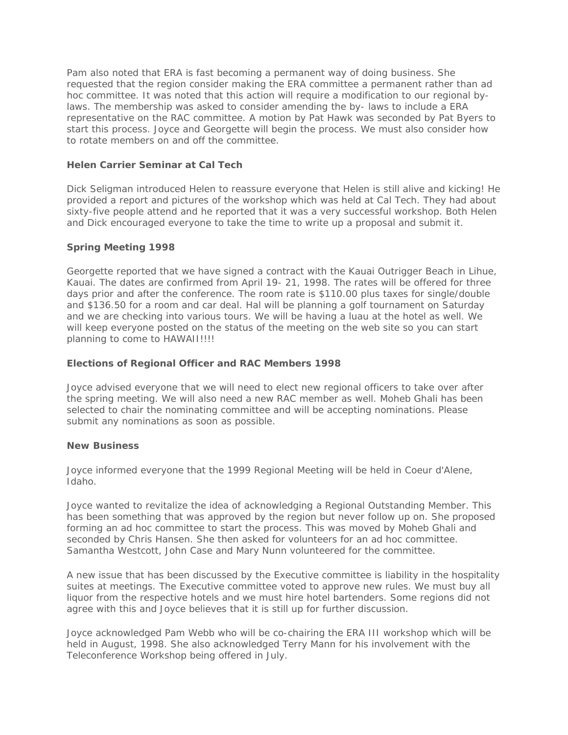Pam also noted that ERA is fast becoming a permanent way of doing business. She requested that the region consider making the ERA committee a permanent rather than ad hoc committee. It was noted that this action will require a modification to our regional by-laws. The membership was asked to consider amending the by- laws to include a ERA representative on the RAC committee. A motion by Pat Hawk was seconded by Pat Byers to start this process. Joyce and Georgette will begin the process. We must also consider how to rotate members on and off the committee.

### Helen Carrier Seminar at Cal Tech

Dick Seligman introduced Helen to reassure everyone that Helen is still alive and kicking! He provided a report and pictures of the workshop which was held at Cal Tech. They had about sixty-five people attend and he reported that it was a very successful workshop. Both Helen and Dick encouraged everyone to take the time to write up a proposal and submit it.

### Spring Meeting 1998

Georgette reported that we have signed a contract with the Kauai Outrigger Beach in Lihue, Kauai. The dates are confirmed from April 19- 21, 1998. The rates will be offered for three days prior and after the conference. The room rate is $110.00 plus taxes for single/double and $136.50 for a room and car deal. Hal will be planning a golf tournament on Saturday and we are checking into various tours. We will be having a luau at the hotel as well. We will keep everyone posted on the status of the meeting on the web site so you can start planning to come to HAWAII!!!!

### Elections of Regional Officer and RAC Members 1998

Joyce advised everyone that we will need to elect new regional officers to take over after the spring meeting. We will also need a new RAC member as well. Moheb Ghali has been selected to chair the nominating committee and will be accepting nominations. Please submit any nominations as soon as possible.

### New Business

Joyce informed everyone that the 1999 Regional Meeting will be held in Coeur d'Alene, Idaho.

Joyce wanted to revitalize the idea of acknowledging a Regional Outstanding Member. This has been something that was approved by the region but never follow up on. She proposed forming an ad hoc committee to start the process. This was moved by Moheb Ghali and seconded by Chris Hansen. She then asked for volunteers for an ad hoc committee. Samantha Westcott, John Case and Mary Nunn volunteered for the committee.

A new issue that has been discussed by the Executive committee is liability in the hospitality suites at meetings. The Executive committee voted to approve new rules. We must buy all liquor from the respective hotels and we must hire hotel bartenders. Some regions did not agree with this and Joyce believes that it is still up for further discussion.

Joyce acknowledged Pam Webb who will be co-chairing the ERA III workshop which will be held in August, 1998. She also acknowledged Terry Mann for his involvement with the Teleconference Workshop being offered in July.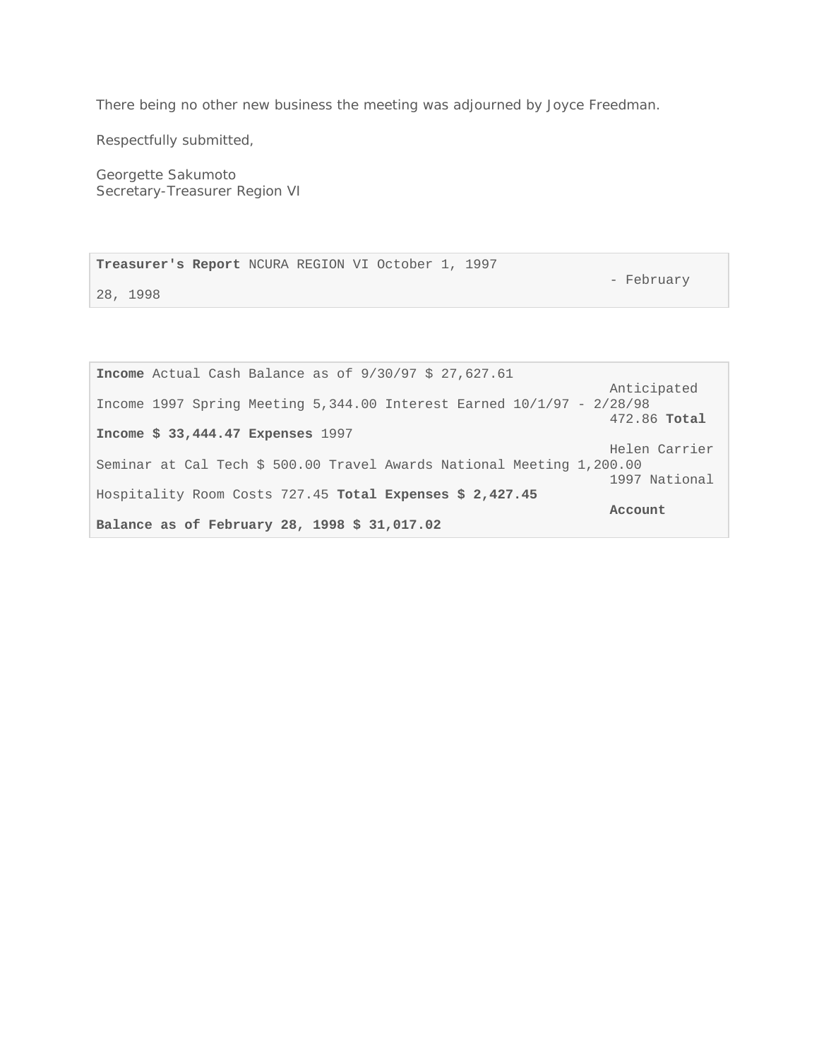There being no other new business the meeting was adjourned by Joyce Freedman.

Respectfully submitted,

Georgette Sakumoto
Secretary-Treasurer Region VI

**Treasurer's Report** NCURA REGION VI October 1, 1997 - February 28, 1998

**Income** Actual Cash Balance as of 9/30/97 $ 27,627.61 Anticipated Income 1997 Spring Meeting 5,344.00 Interest Earned 10/1/97 - 2/28/98 472.86 **Total Income $ 33,444.47 Expenses** 1997 Helen Carrier Seminar at Cal Tech $ 500.00 Travel Awards National Meeting 1,200.00 1997 National Hospitality Room Costs 727.45 **Total Expenses $ 2,427.45 Account Balance as of February 28, 1998 $ 31,017.02**